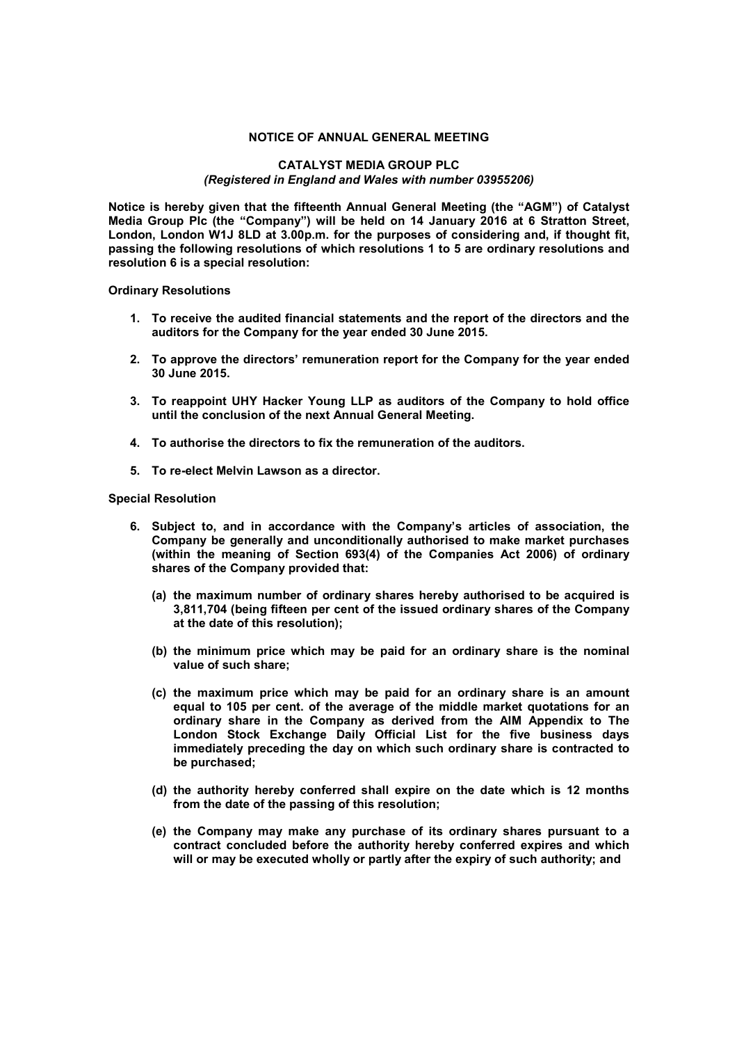# NOTICE OF ANNUAL GENERAL MEETING

## CATALYST MEDIA GROUP PLC

***(Registered in England and Wales with number 03955206)***

**Notice is hereby given that the fifteenth Annual General Meeting (the "AGM") of Catalyst Media Group Plc (the "Company") will be held on 14 January 2016 at 6 Stratton Street, London, London W1J 8LD at 3.00p.m. for the purposes of considering and, if thought fit, passing the following resolutions of which resolutions 1 to 5 are ordinary resolutions and resolution 6 is a special resolution:**

**Ordinary Resolutions**

1. **To receive the audited financial statements and the report of the directors and the auditors for the Company for the year ended 30 June 2015.**
2. **To approve the directors' remuneration report for the Company for the year ended 30 June 2015.**
3. **To reappoint UHY Hacker Young LLP as auditors of the Company to hold office until the conclusion of the next Annual General Meeting.**
4. **To authorise the directors to fix the remuneration of the auditors.**
5. **To re-elect Melvin Lawson as a director.**

**Special Resolution**

6. **Subject to, and in accordance with the Company's articles of association, the Company be generally and unconditionally authorised to make market purchases (within the meaning of Section 693(4) of the Companies Act 2006) of ordinary shares of the Company provided that:**
   - **(a) the maximum number of ordinary shares hereby authorised to be acquired is 3,811,704 (being fifteen per cent of the issued ordinary shares of the Company at the date of this resolution);**
   - **(b) the minimum price which may be paid for an ordinary share is the nominal value of such share;**
   - **(c) the maximum price which may be paid for an ordinary share is an amount equal to 105 per cent. of the average of the middle market quotations for an ordinary share in the Company as derived from the AIM Appendix to The London Stock Exchange Daily Official List for the five business days immediately preceding the day on which such ordinary share is contracted to be purchased;**
   - **(d) the authority hereby conferred shall expire on the date which is 12 months from the date of the passing of this resolution;**
   - **(e) the Company may make any purchase of its ordinary shares pursuant to a contract concluded before the authority hereby conferred expires and which will or may be executed wholly or partly after the expiry of such authority; and**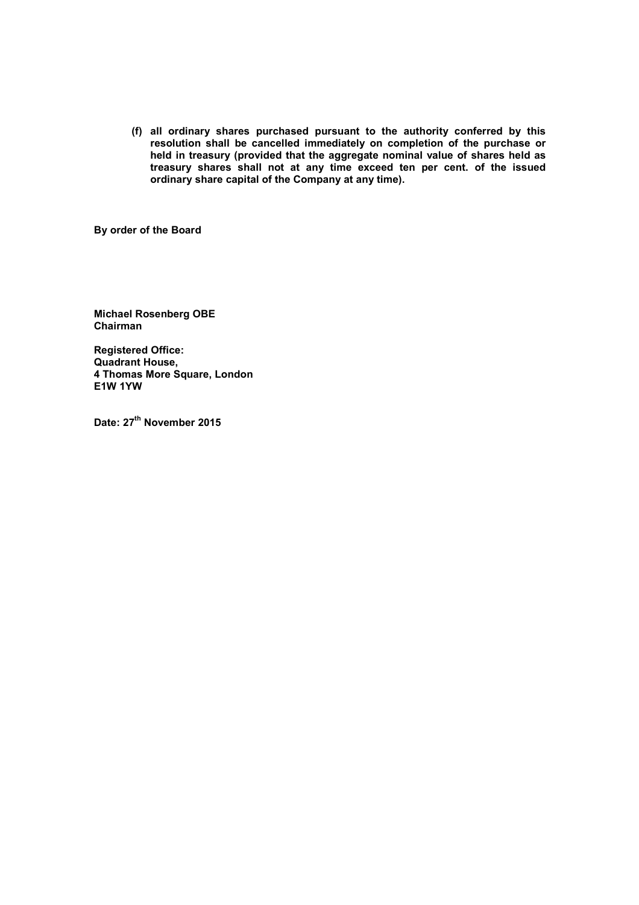**(f) all ordinary shares purchased pursuant to the authority conferred by this resolution shall be cancelled immediately on completion of the purchase or held in treasury (provided that the aggregate nominal value of shares held as treasury shares shall not at any time exceed ten per cent. of the issued ordinary share capital of the Company at any time).**

**By order of the Board**

**Michael Rosenberg OBE**
**Chairman**

**Registered Office:**
**Quadrant House,**
**4 Thomas More Square, London**
**E1W 1YW**

**Date: 27th November 2015**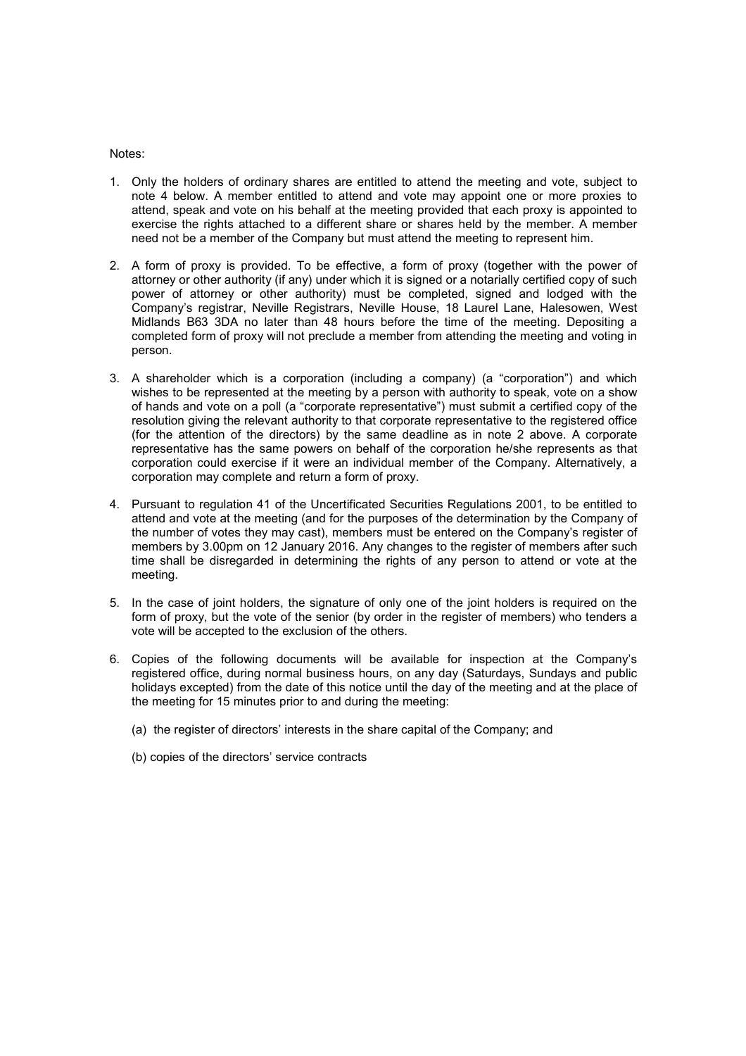Notes:

1. Only the holders of ordinary shares are entitled to attend the meeting and vote, subject to note 4 below. A member entitled to attend and vote may appoint one or more proxies to attend, speak and vote on his behalf at the meeting provided that each proxy is appointed to exercise the rights attached to a different share or shares held by the member. A member need not be a member of the Company but must attend the meeting to represent him.

2. A form of proxy is provided. To be effective, a form of proxy (together with the power of attorney or other authority (if any) under which it is signed or a notarially certified copy of such power of attorney or other authority) must be completed, signed and lodged with the Company's registrar, Neville Registrars, Neville House, 18 Laurel Lane, Halesowen, West Midlands B63 3DA no later than 48 hours before the time of the meeting. Depositing a completed form of proxy will not preclude a member from attending the meeting and voting in person.

3. A shareholder which is a corporation (including a company) (a "corporation") and which wishes to be represented at the meeting by a person with authority to speak, vote on a show of hands and vote on a poll (a "corporate representative") must submit a certified copy of the resolution giving the relevant authority to that corporate representative to the registered office (for the attention of the directors) by the same deadline as in note 2 above. A corporate representative has the same powers on behalf of the corporation he/she represents as that corporation could exercise if it were an individual member of the Company. Alternatively, a corporation may complete and return a form of proxy.

4. Pursuant to regulation 41 of the Uncertificated Securities Regulations 2001, to be entitled to attend and vote at the meeting (and for the purposes of the determination by the Company of the number of votes they may cast), members must be entered on the Company's register of members by 3.00pm on 12 January 2016. Any changes to the register of members after such time shall be disregarded in determining the rights of any person to attend or vote at the meeting.

5. In the case of joint holders, the signature of only one of the joint holders is required on the form of proxy, but the vote of the senior (by order in the register of members) who tenders a vote will be accepted to the exclusion of the others.

6. Copies of the following documents will be available for inspection at the Company's registered office, during normal business hours, on any day (Saturdays, Sundays and public holidays excepted) from the date of this notice until the day of the meeting and at the place of the meeting for 15 minutes prior to and during the meeting:

   (a) the register of directors' interests in the share capital of the Company; and

   (b) copies of the directors' service contracts